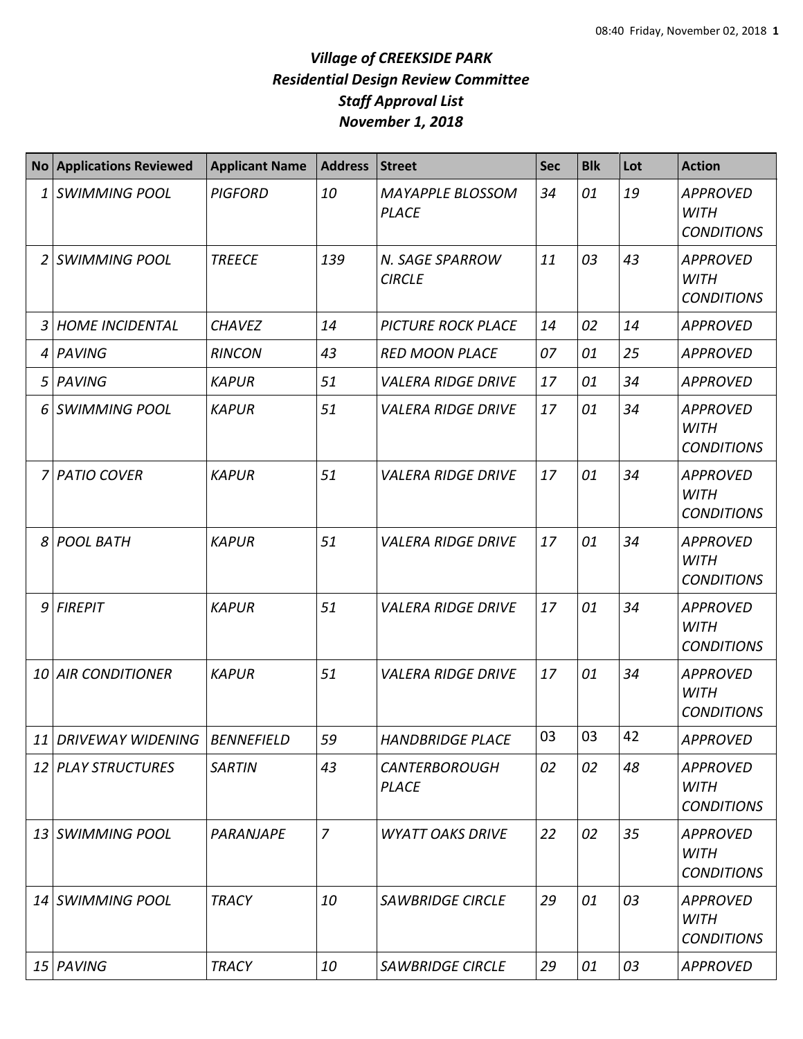# *Village of CREEKSIDE PARK*
## *Residential Design Review Committee*
## *Staff Approval List*
## *November 1, 2018*

| No | Applications Reviewed | Applicant Name | Address | Street | Sec | Blk | Lot | Action |
|---|---|---|---|---|---|---|---|---|
| 1 | *SWIMMING POOL* | *PIGFORD* | *10* | *MAYAPPLE BLOSSOM PLACE* | *34* | *01* | *19* | *APPROVED WITH CONDITIONS* |
| 2 | *SWIMMING POOL* | *TREECE* | *139* | *N. SAGE SPARROW CIRCLE* | *11* | *03* | *43* | *APPROVED WITH CONDITIONS* |
| 3 | *HOME INCIDENTAL* | *CHAVEZ* | *14* | *PICTURE ROCK PLACE* | *14* | *02* | *14* | *APPROVED* |
| 4 | *PAVING* | *RINCON* | *43* | *RED MOON PLACE* | *07* | *01* | *25* | *APPROVED* |
| 5 | *PAVING* | *KAPUR* | *51* | *VALERA RIDGE DRIVE* | *17* | *01* | *34* | *APPROVED* |
| 6 | *SWIMMING POOL* | *KAPUR* | *51* | *VALERA RIDGE DRIVE* | *17* | *01* | *34* | *APPROVED WITH CONDITIONS* |
| 7 | *PATIO COVER* | *KAPUR* | *51* | *VALERA RIDGE DRIVE* | *17* | *01* | *34* | *APPROVED WITH CONDITIONS* |
| 8 | *POOL BATH* | *KAPUR* | *51* | *VALERA RIDGE DRIVE* | *17* | *01* | *34* | *APPROVED WITH CONDITIONS* |
| 9 | *FIREPIT* | *KAPUR* | *51* | *VALERA RIDGE DRIVE* | *17* | *01* | *34* | *APPROVED WITH CONDITIONS* |
| 10 | *AIR CONDITIONER* | *KAPUR* | *51* | *VALERA RIDGE DRIVE* | *17* | *01* | *34* | *APPROVED WITH CONDITIONS* |
| 11 | *DRIVEWAY WIDENING* | *BENNEFIELD* | *59* | *HANDBRIDGE PLACE* | 03 | 03 | 42 | *APPROVED* |
| 12 | *PLAY STRUCTURES* | *SARTIN* | *43* | *CANTERBOROUGH PLACE* | *02* | *02* | *48* | *APPROVED WITH CONDITIONS* |
| 13 | *SWIMMING POOL* | *PARANJAPE* | *7* | *WYATT OAKS DRIVE* | *22* | *02* | *35* | *APPROVED WITH CONDITIONS* |
| 14 | *SWIMMING POOL* | *TRACY* | *10* | *SAWBRIDGE CIRCLE* | *29* | *01* | *03* | *APPROVED WITH CONDITIONS* |
| 15 | *PAVING* | *TRACY* | *10* | *SAWBRIDGE CIRCLE* | *29* | *01* | *03* | *APPROVED* |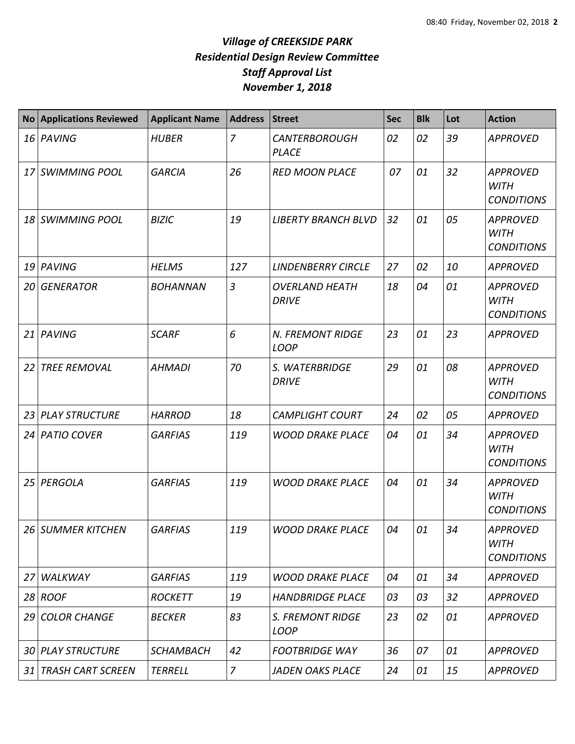# *Village of CREEKSIDE PARK*
## *Residential Design Review Committee*
## *Staff Approval List*
## *November 1, 2018*

| No | Applications Reviewed | Applicant Name | Address | Street | Sec | Blk | Lot | Action |
|---|---|---|---|---|---|---|---|---|
| *16* | *PAVING* | *HUBER* | *7* | *CANTERBOROUGH PLACE* | *02* | *02* | *39* | *APPROVED* |
| *17* | *SWIMMING POOL* | *GARCIA* | *26* | *RED MOON PLACE* | *07* | *01* | *32* | *APPROVED WITH CONDITIONS* |
| *18* | *SWIMMING POOL* | *BIZIC* | *19* | *LIBERTY BRANCH BLVD* | *32* | *01* | *05* | *APPROVED WITH CONDITIONS* |
| *19* | *PAVING* | *HELMS* | *127* | *LINDENBERRY CIRCLE* | *27* | *02* | *10* | *APPROVED* |
| *20* | *GENERATOR* | *BOHANNAN* | *3* | *OVERLAND HEATH DRIVE* | *18* | *04* | *01* | *APPROVED WITH CONDITIONS* |
| *21* | *PAVING* | *SCARF* | *6* | *N. FREMONT RIDGE LOOP* | *23* | *01* | *23* | *APPROVED* |
| *22* | *TREE REMOVAL* | *AHMADI* | *70* | *S. WATERBRIDGE DRIVE* | *29* | *01* | *08* | *APPROVED WITH CONDITIONS* |
| *23* | *PLAY STRUCTURE* | *HARROD* | *18* | *CAMPLIGHT COURT* | *24* | *02* | *05* | *APPROVED* |
| *24* | *PATIO COVER* | *GARFIAS* | *119* | *WOOD DRAKE PLACE* | *04* | *01* | *34* | *APPROVED WITH CONDITIONS* |
| *25* | *PERGOLA* | *GARFIAS* | *119* | *WOOD DRAKE PLACE* | *04* | *01* | *34* | *APPROVED WITH CONDITIONS* |
| *26* | *SUMMER KITCHEN* | *GARFIAS* | *119* | *WOOD DRAKE PLACE* | *04* | *01* | *34* | *APPROVED WITH CONDITIONS* |
| *27* | *WALKWAY* | *GARFIAS* | *119* | *WOOD DRAKE PLACE* | *04* | *01* | *34* | *APPROVED* |
| *28* | *ROOF* | *ROCKETT* | *19* | *HANDBRIDGE PLACE* | *03* | *03* | *32* | *APPROVED* |
| *29* | *COLOR CHANGE* | *BECKER* | *83* | *S. FREMONT RIDGE LOOP* | *23* | *02* | *01* | *APPROVED* |
| *30* | *PLAY STRUCTURE* | *SCHAMBACH* | *42* | *FOOTBRIDGE WAY* | *36* | *07* | *01* | *APPROVED* |
| *31* | *TRASH CART SCREEN* | *TERRELL* | *7* | *JADEN OAKS PLACE* | *24* | *01* | *15* | *APPROVED* |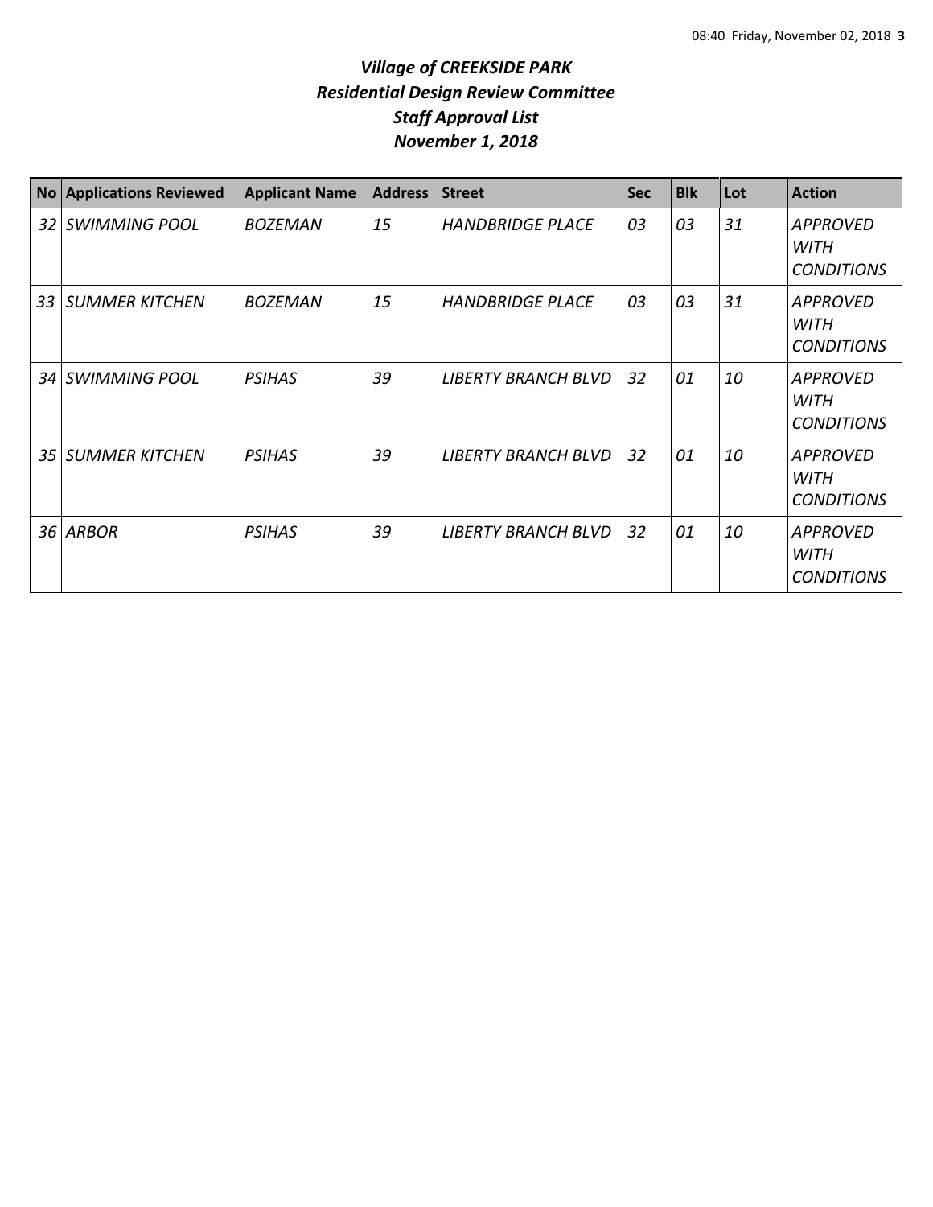# *Village of CREEKSIDE PARK*
## *Residential Design Review Committee*
## *Staff Approval List*
## *November 1, 2018*

| No | Applications Reviewed | Applicant Name | Address | Street | Sec | Blk | Lot | Action |
|---|---|---|---|---|---|---|---|---|
| 32 | SWIMMING POOL | BOZEMAN | 15 | HANDBRIDGE PLACE | 03 | 03 | 31 | APPROVED WITH CONDITIONS |
| 33 | SUMMER KITCHEN | BOZEMAN | 15 | HANDBRIDGE PLACE | 03 | 03 | 31 | APPROVED WITH CONDITIONS |
| 34 | SWIMMING POOL | PSIHAS | 39 | LIBERTY BRANCH BLVD | 32 | 01 | 10 | APPROVED WITH CONDITIONS |
| 35 | SUMMER KITCHEN | PSIHAS | 39 | LIBERTY BRANCH BLVD | 32 | 01 | 10 | APPROVED WITH CONDITIONS |
| 36 | ARBOR | PSIHAS | 39 | LIBERTY BRANCH BLVD | 32 | 01 | 10 | APPROVED WITH CONDITIONS |